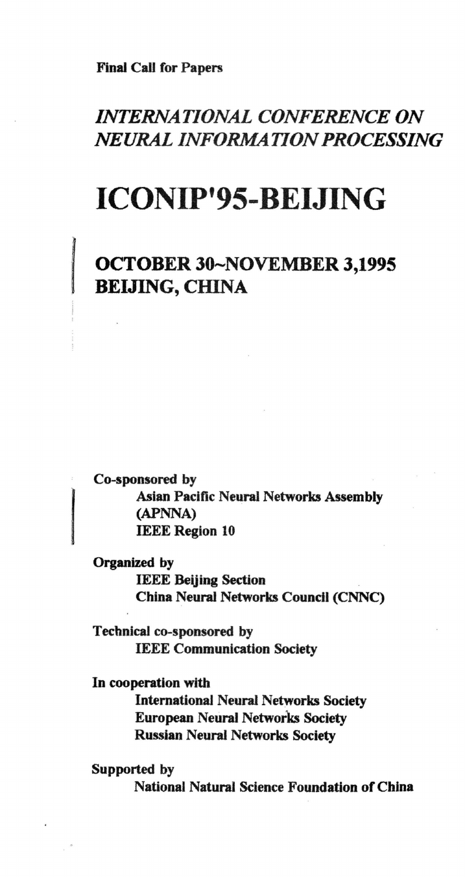**Final Call for Papers**

# *INTERNATIONAL CONFERENCE ON NEURAL INFORMATION PROCESSING*

# ICONIP'95-BEIJING

## OCTOBER 30~NOVEMBER 3,1995
## BEIJING, CHINA

**Co-sponsored by**

**Asian Pacific Neural Networks Assembly (APNNA)**
**IEEE Region 10**

**Organized by**

**IEEE Beijing Section**
**China Neural Networks Council (CNNC)**

**Technical co-sponsored by**

**IEEE Communication Society**

**In cooperation with**

**International Neural Networks Society**
**European Neural Networks Society**
**Russian Neural Networks Society**

**Supported by**

**National Natural Science Foundation of China**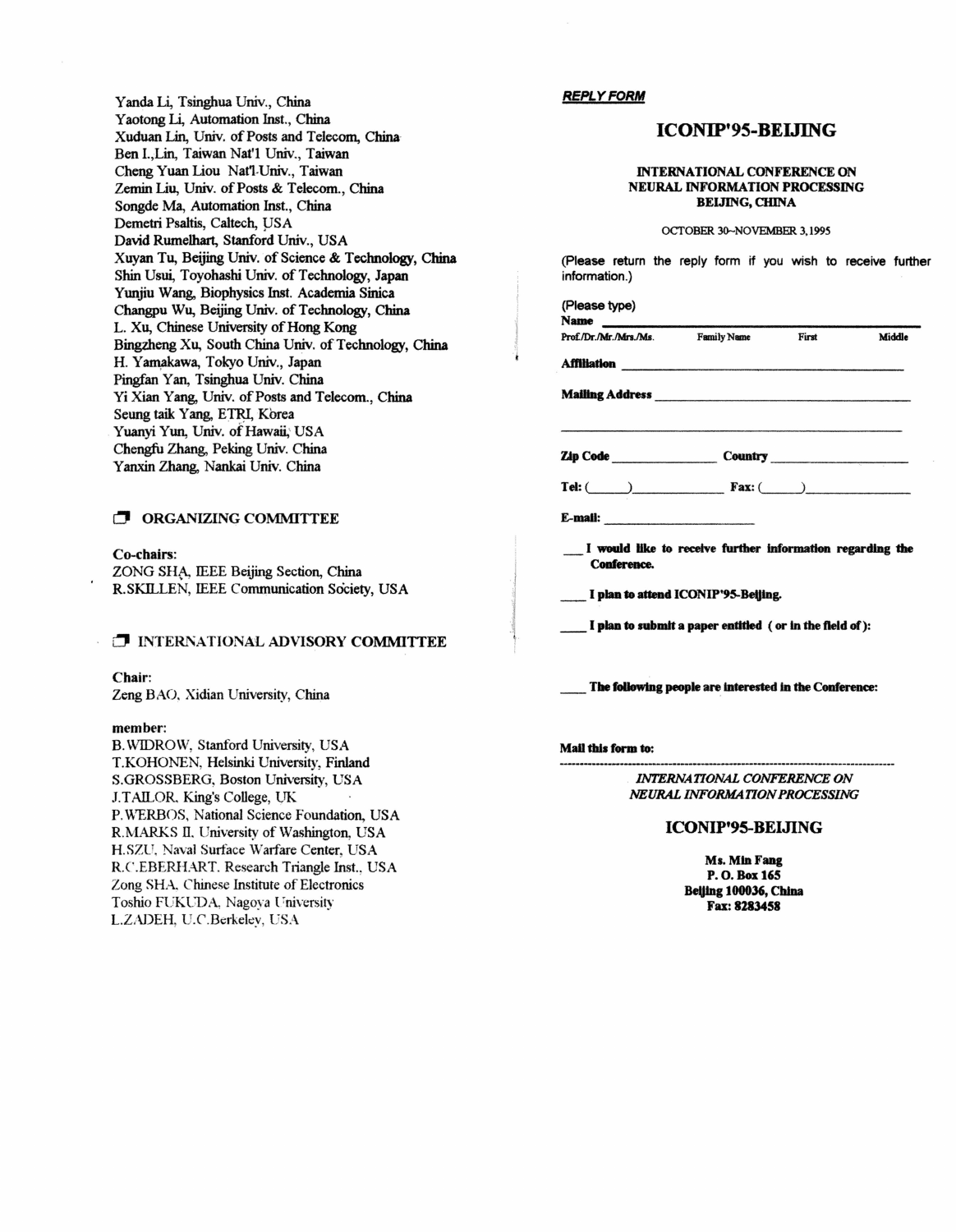Yanda Li, Tsinghua Univ., China
Yaotong Li, Automation Inst., China
Xuduan Lin, Univ. of Posts and Telecom, China
Ben I.,Lin, Taiwan Nat'l Univ., Taiwan
Cheng Yuan Liou Nat'l-Univ., Taiwan
Zemin Liu, Univ. of Posts & Telecom., China
Songde Ma, Automation Inst., China
Demetri Psaltis, Caltech, USA
David Rumelhart, Stanford Univ., USA
Xuyan Tu, Beijing Univ. of Science & Technology, China
Shin Usui, Toyohashi Univ. of Technology, Japan
Yunjiu Wang, Biophysics Inst. Academia Sinica
Changpu Wu, Beijing Univ. of Technology, China
L. Xu, Chinese University of Hong Kong
Bingzheng Xu, South China Univ. of Technology, China
H. Yamakawa, Tokyo Univ., Japan
Pingfan Yan, Tsinghua Univ. China
Yi Xian Yang, Univ. of Posts and Telecom., China
Seung taik Yang, ETRI, Korea
Yuanyi Yun, Univ. of Hawaii, USA
Chengfu Zhang, Peking Univ. China
Yanxin Zhang, Nankai Univ. China

## ❐ ORGANIZING COMMITTEE

**Co-chairs:**
ZONG SHA, IEEE Beijing Section, China
R.SKILLEN, IEEE Communication Society, USA

## ❐ INTERNATIONAL ADVISORY COMMITTEE

**Chair:**
Zeng BAO, Xidian University, China

**member:**
B.WIDROW, Stanford University, USA
T.KOHONEN, Helsinki University, Finland
S.GROSSBERG, Boston University, USA
J.TAILOR, King's College, UK
P.WERBOS, National Science Foundation, USA
R.MARKS II, University of Washington, USA
H.SZU, Naval Surface Warfare Center, USA
R.C.EBERHART, Research Triangle Inst., USA
Zong SHA, Chinese Institute of Electronics
Toshio FUKUDA, Nagoya University
L.ZADEH, U.C.Berkeley, USA

***REPLY FORM***

# ICONIP'95-BEIJING

**INTERNATIONAL CONFERENCE ON NEURAL INFORMATION PROCESSING BEIJING, CHINA**

OCTOBER 30–NOVEMBER 3, 1995

(Please return the reply form if you wish to receive further information.)

(Please type)
**Name** ______________________________
Prof./Dr./Mr./Mrs./Ms. Family Name First Middle

**Affiliation** ______________________________

**Mailing Address** ______________________________

______________________________

**Zip Code** ____________ **Country** ____________

**Tel:** (____)__________ **Fax:** (____)__________

**E-mail:** ______________

___ **I would like to receive further information regarding the Conference.**

___ **I plan to attend ICONIP'95-Beijing.**

___ **I plan to submit a paper entitled ( or in the field of ):**

___ **The following people are interested in the Conference:**

**Mail this form to:**

*INTERNATIONAL CONFERENCE ON NEURAL INFORMATION PROCESSING*

**ICONIP'95-BEIJING**

**Ms. Min Fang**
**P. O. Box 165**
**Beijing 100036, China**
**Fax: 8283458**